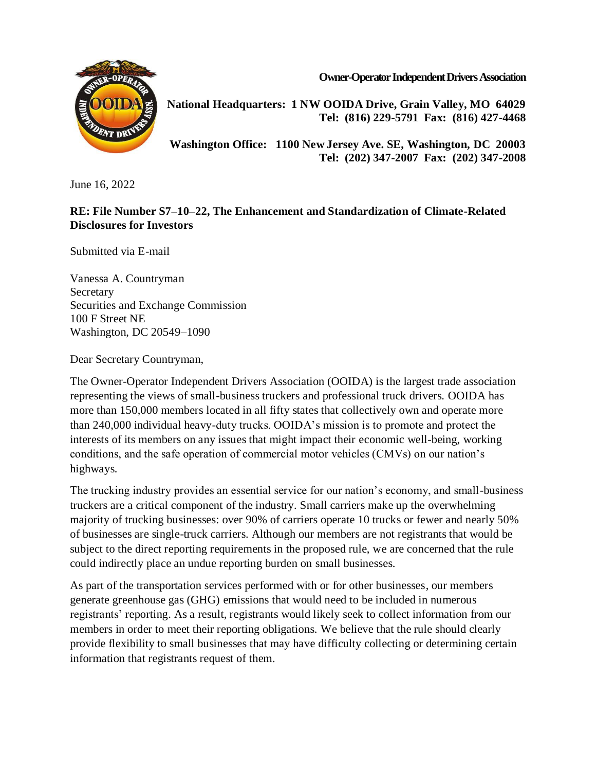**Owner-Operator Independent Drivers Association**

**National Headquarters: 1 NW OOIDA Drive, Grain Valley, MO 64029**
**Tel: (816) 229-5791 Fax: (816) 427-4468**

**Washington Office: 1100 New Jersey Ave. SE, Washington, DC 20003**
**Tel: (202) 347-2007 Fax: (202) 347-2008**

June 16, 2022

**RE: File Number S7–10–22, The Enhancement and Standardization of Climate-Related Disclosures for Investors**

Submitted via E-mail

Vanessa A. Countryman
Secretary
Securities and Exchange Commission
100 F Street NE
Washington, DC 20549–1090

Dear Secretary Countryman,

The Owner-Operator Independent Drivers Association (OOIDA) is the largest trade association representing the views of small-business truckers and professional truck drivers. OOIDA has more than 150,000 members located in all fifty states that collectively own and operate more than 240,000 individual heavy-duty trucks. OOIDA's mission is to promote and protect the interests of its members on any issues that might impact their economic well-being, working conditions, and the safe operation of commercial motor vehicles (CMVs) on our nation's highways.

The trucking industry provides an essential service for our nation's economy, and small-business truckers are a critical component of the industry. Small carriers make up the overwhelming majority of trucking businesses: over 90% of carriers operate 10 trucks or fewer and nearly 50% of businesses are single-truck carriers. Although our members are not registrants that would be subject to the direct reporting requirements in the proposed rule, we are concerned that the rule could indirectly place an undue reporting burden on small businesses.

As part of the transportation services performed with or for other businesses, our members generate greenhouse gas (GHG) emissions that would need to be included in numerous registrants' reporting. As a result, registrants would likely seek to collect information from our members in order to meet their reporting obligations. We believe that the rule should clearly provide flexibility to small businesses that may have difficulty collecting or determining certain information that registrants request of them.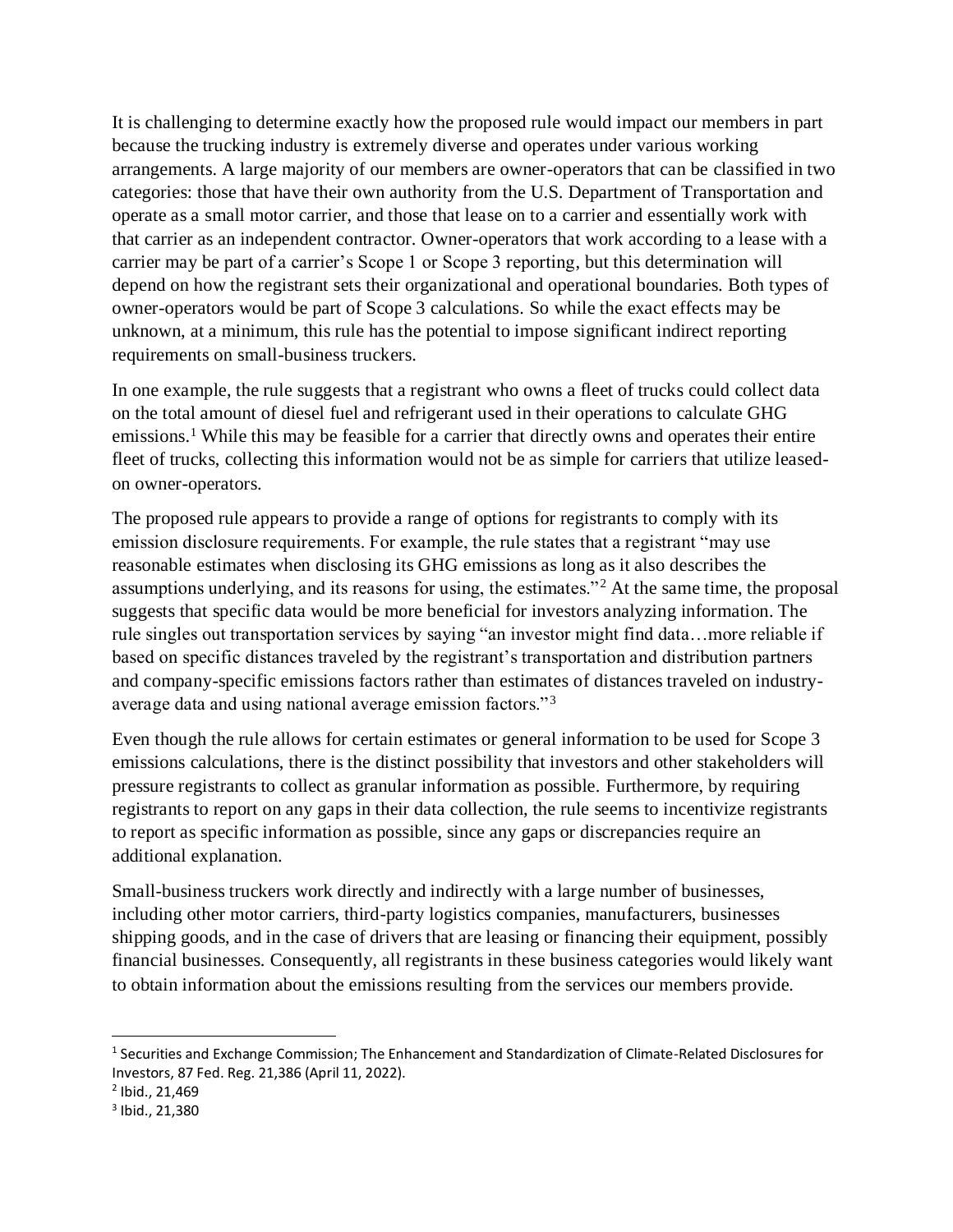It is challenging to determine exactly how the proposed rule would impact our members in part because the trucking industry is extremely diverse and operates under various working arrangements. A large majority of our members are owner-operators that can be classified in two categories: those that have their own authority from the U.S. Department of Transportation and operate as a small motor carrier, and those that lease on to a carrier and essentially work with that carrier as an independent contractor. Owner-operators that work according to a lease with a carrier may be part of a carrier's Scope 1 or Scope 3 reporting, but this determination will depend on how the registrant sets their organizational and operational boundaries. Both types of owner-operators would be part of Scope 3 calculations. So while the exact effects may be unknown, at a minimum, this rule has the potential to impose significant indirect reporting requirements on small-business truckers.

In one example, the rule suggests that a registrant who owns a fleet of trucks could collect data on the total amount of diesel fuel and refrigerant used in their operations to calculate GHG emissions.[1] While this may be feasible for a carrier that directly owns and operates their entire fleet of trucks, collecting this information would not be as simple for carriers that utilize leased-on owner-operators.

The proposed rule appears to provide a range of options for registrants to comply with its emission disclosure requirements. For example, the rule states that a registrant "may use reasonable estimates when disclosing its GHG emissions as long as it also describes the assumptions underlying, and its reasons for using, the estimates."[2] At the same time, the proposal suggests that specific data would be more beneficial for investors analyzing information. The rule singles out transportation services by saying "an investor might find data…more reliable if based on specific distances traveled by the registrant's transportation and distribution partners and company-specific emissions factors rather than estimates of distances traveled on industry-average data and using national average emission factors."[3]

Even though the rule allows for certain estimates or general information to be used for Scope 3 emissions calculations, there is the distinct possibility that investors and other stakeholders will pressure registrants to collect as granular information as possible. Furthermore, by requiring registrants to report on any gaps in their data collection, the rule seems to incentivize registrants to report as specific information as possible, since any gaps or discrepancies require an additional explanation.

Small-business truckers work directly and indirectly with a large number of businesses, including other motor carriers, third-party logistics companies, manufacturers, businesses shipping goods, and in the case of drivers that are leasing or financing their equipment, possibly financial businesses. Consequently, all registrants in these business categories would likely want to obtain information about the emissions resulting from the services our members provide.

---

[1] Securities and Exchange Commission; The Enhancement and Standardization of Climate-Related Disclosures for Investors, 87 Fed. Reg. 21,386 (April 11, 2022).

[2] Ibid., 21,469

[3] Ibid., 21,380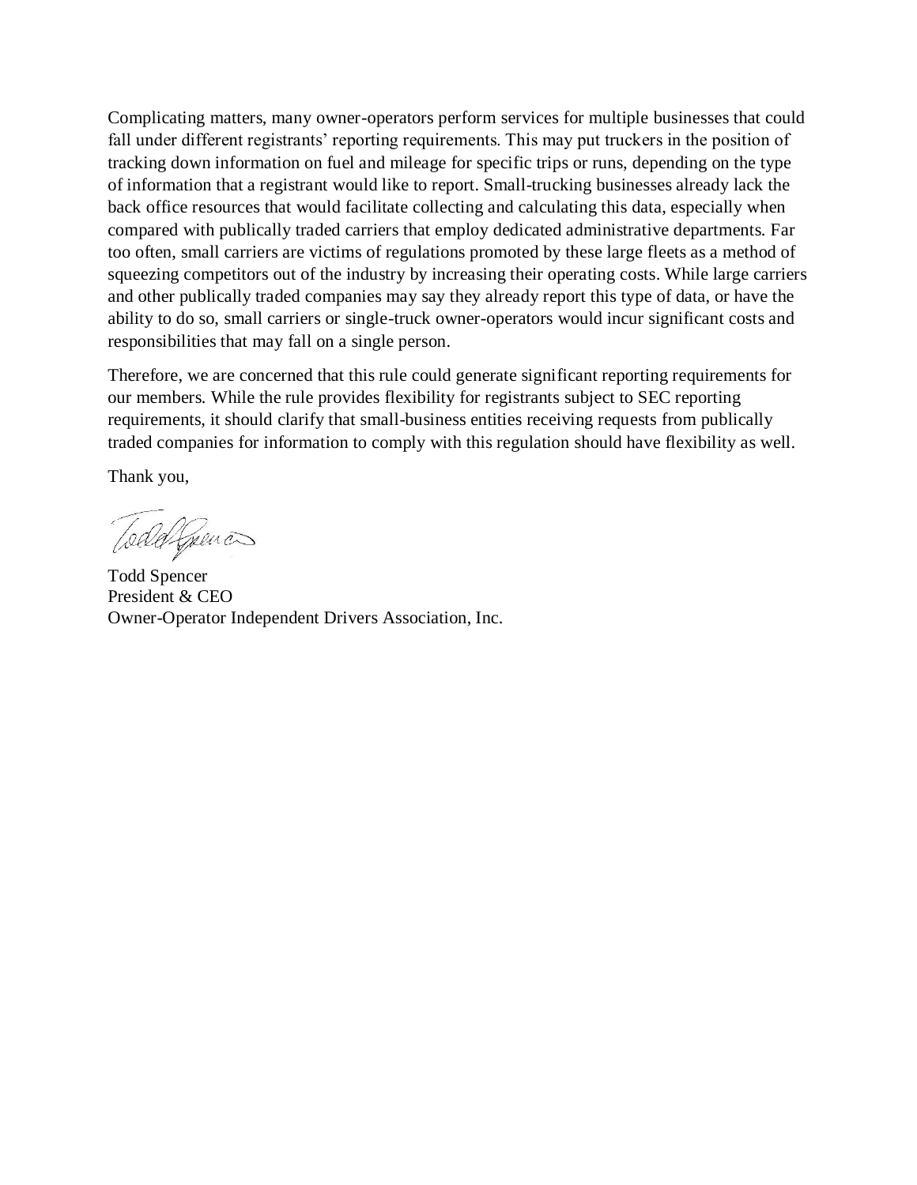Complicating matters, many owner-operators perform services for multiple businesses that could fall under different registrants' reporting requirements. This may put truckers in the position of tracking down information on fuel and mileage for specific trips or runs, depending on the type of information that a registrant would like to report. Small-trucking businesses already lack the back office resources that would facilitate collecting and calculating this data, especially when compared with publically traded carriers that employ dedicated administrative departments. Far too often, small carriers are victims of regulations promoted by these large fleets as a method of squeezing competitors out of the industry by increasing their operating costs. While large carriers and other publically traded companies may say they already report this type of data, or have the ability to do so, small carriers or single-truck owner-operators would incur significant costs and responsibilities that may fall on a single person.

Therefore, we are concerned that this rule could generate significant reporting requirements for our members. While the rule provides flexibility for registrants subject to SEC reporting requirements, it should clarify that small-business entities receiving requests from publically traded companies for information to comply with this regulation should have flexibility as well.

Thank you,

Todd Spencer
President & CEO
Owner-Operator Independent Drivers Association, Inc.